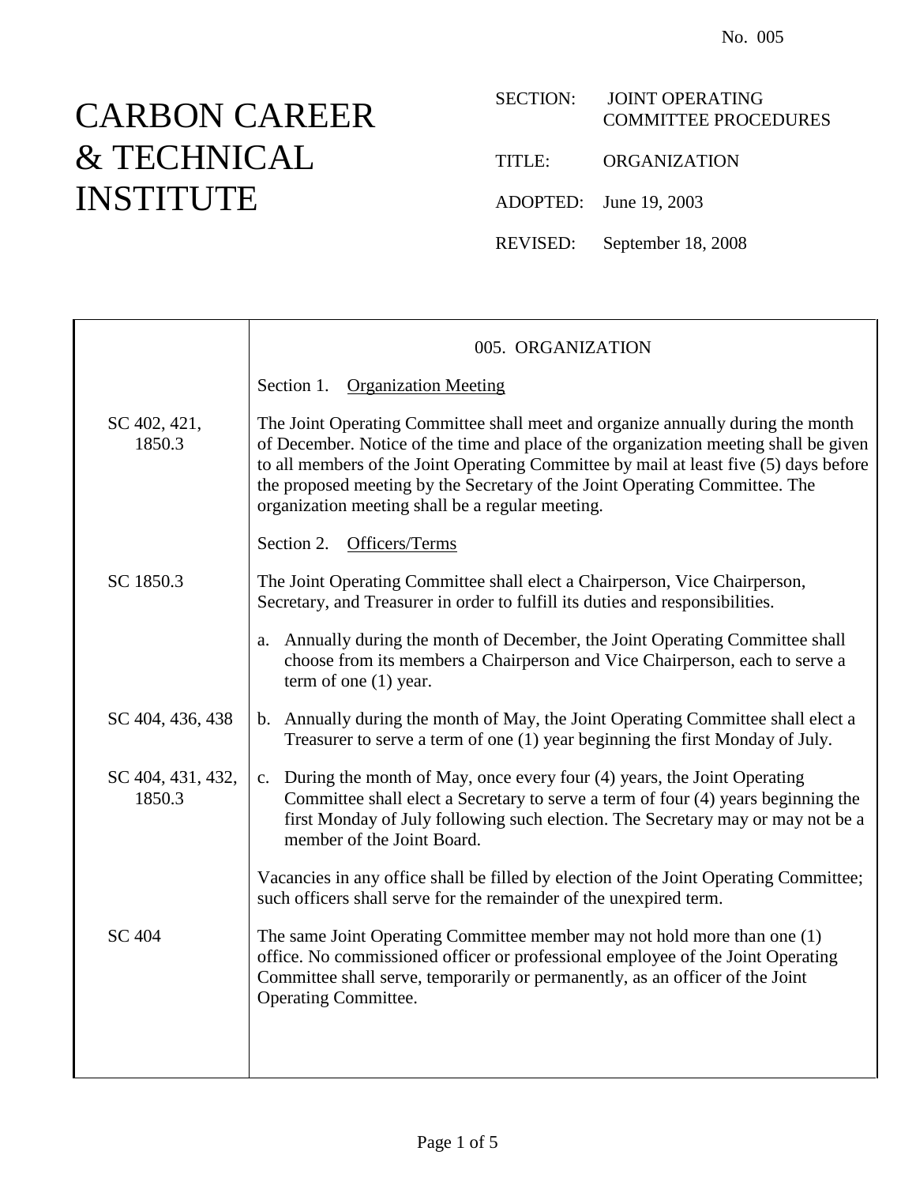No. 005

# CARBON CAREER & TECHNICAL INSTITUTE

SECTION: JOINT OPERATING COMMITTEE PROCEDURES

TITLE: ORGANIZATION

ADOPTED: June 19, 2003

REVISED: September 18, 2008

## 005. ORGANIZATION

### Section 1. Organization Meeting

SC 402, 421, 1850.3

The Joint Operating Committee shall meet and organize annually during the month of December. Notice of the time and place of the organization meeting shall be given to all members of the Joint Operating Committee by mail at least five (5) days before the proposed meeting by the Secretary of the Joint Operating Committee. The organization meeting shall be a regular meeting.

### Section 2. Officers/Terms

SC 1850.3

The Joint Operating Committee shall elect a Chairperson, Vice Chairperson, Secretary, and Treasurer in order to fulfill its duties and responsibilities.

a. Annually during the month of December, the Joint Operating Committee shall choose from its members a Chairperson and Vice Chairperson, each to serve a term of one (1) year.

SC 404, 436, 438

b. Annually during the month of May, the Joint Operating Committee shall elect a Treasurer to serve a term of one (1) year beginning the first Monday of July.

SC 404, 431, 432, 1850.3

c. During the month of May, once every four (4) years, the Joint Operating Committee shall elect a Secretary to serve a term of four (4) years beginning the first Monday of July following such election. The Secretary may or may not be a member of the Joint Board.

Vacancies in any office shall be filled by election of the Joint Operating Committee; such officers shall serve for the remainder of the unexpired term.

SC 404

The same Joint Operating Committee member may not hold more than one (1) office. No commissioned officer or professional employee of the Joint Operating Committee shall serve, temporarily or permanently, as an officer of the Joint Operating Committee.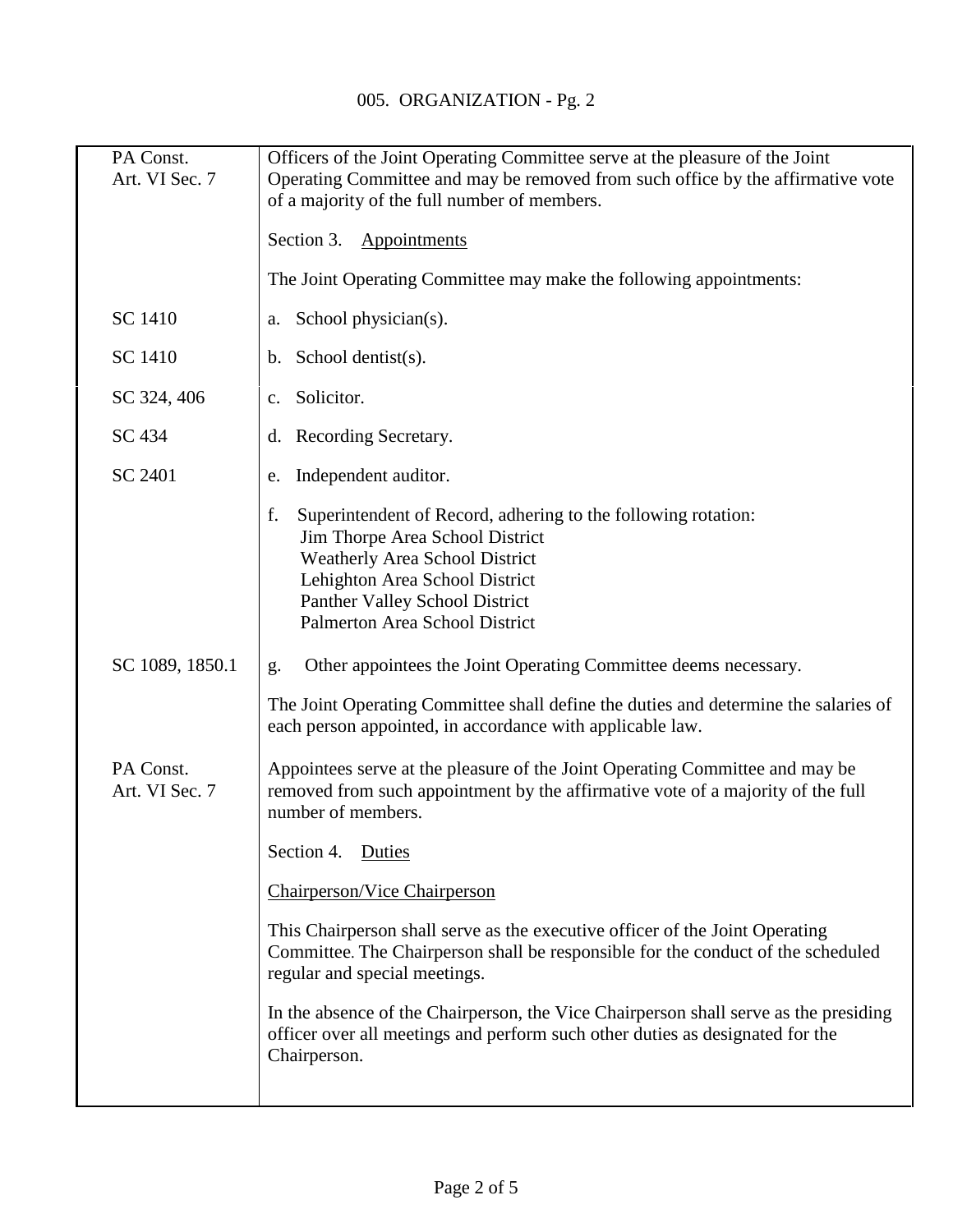| | |
|---|---|
| PA Const. Art. VI Sec. 7 | Officers of the Joint Operating Committee serve at the pleasure of the Joint Operating Committee and may be removed from such office by the affirmative vote of a majority of the full number of members. |
| | Section 3. <u>Appointments</u> |
| | The Joint Operating Committee may make the following appointments: |
| SC 1410 | a. School physician(s). |
| SC 1410 | b. School dentist(s). |
| SC 324, 406 | c. Solicitor. |
| SC 434 | d. Recording Secretary. |
| SC 2401 | e. Independent auditor. |
| | f. Superintendent of Record, adhering to the following rotation:<br>Jim Thorpe Area School District<br>Weatherly Area School District<br>Lehighton Area School District<br>Panther Valley School District<br>Palmerton Area School District |
| SC 1089, 1850.1 | g. Other appointees the Joint Operating Committee deems necessary. |
| | The Joint Operating Committee shall define the duties and determine the salaries of each person appointed, in accordance with applicable law. |
| PA Const. Art. VI Sec. 7 | Appointees serve at the pleasure of the Joint Operating Committee and may be removed from such appointment by the affirmative vote of a majority of the full number of members. |
| | Section 4. <u>Duties</u> |
| | <u>Chairperson/Vice Chairperson</u> |
| | This Chairperson shall serve as the executive officer of the Joint Operating Committee. The Chairperson shall be responsible for the conduct of the scheduled regular and special meetings. |
| | In the absence of the Chairperson, the Vice Chairperson shall serve as the presiding officer over all meetings and perform such other duties as designated for the Chairperson. |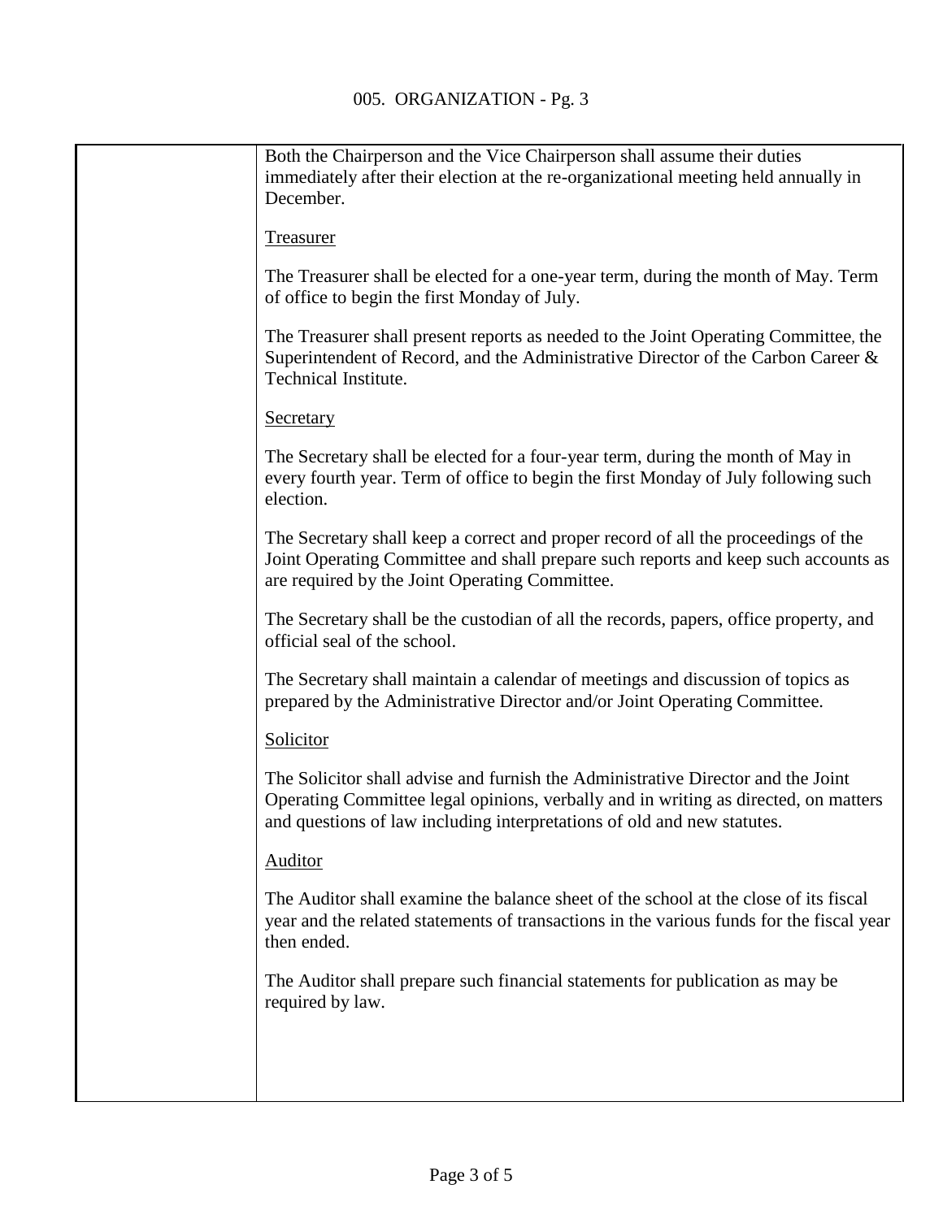Both the Chairperson and the Vice Chairperson shall assume their duties immediately after their election at the re-organizational meeting held annually in December.

Treasurer

The Treasurer shall be elected for a one-year term, during the month of May. Term of office to begin the first Monday of July.

The Treasurer shall present reports as needed to the Joint Operating Committee, the Superintendent of Record, and the Administrative Director of the Carbon Career & Technical Institute.

Secretary

The Secretary shall be elected for a four-year term, during the month of May in every fourth year. Term of office to begin the first Monday of July following such election.

The Secretary shall keep a correct and proper record of all the proceedings of the Joint Operating Committee and shall prepare such reports and keep such accounts as are required by the Joint Operating Committee.

The Secretary shall be the custodian of all the records, papers, office property, and official seal of the school.

The Secretary shall maintain a calendar of meetings and discussion of topics as prepared by the Administrative Director and/or Joint Operating Committee.

Solicitor

The Solicitor shall advise and furnish the Administrative Director and the Joint Operating Committee legal opinions, verbally and in writing as directed, on matters and questions of law including interpretations of old and new statutes.

Auditor

The Auditor shall examine the balance sheet of the school at the close of its fiscal year and the related statements of transactions in the various funds for the fiscal year then ended.

The Auditor shall prepare such financial statements for publication as may be required by law.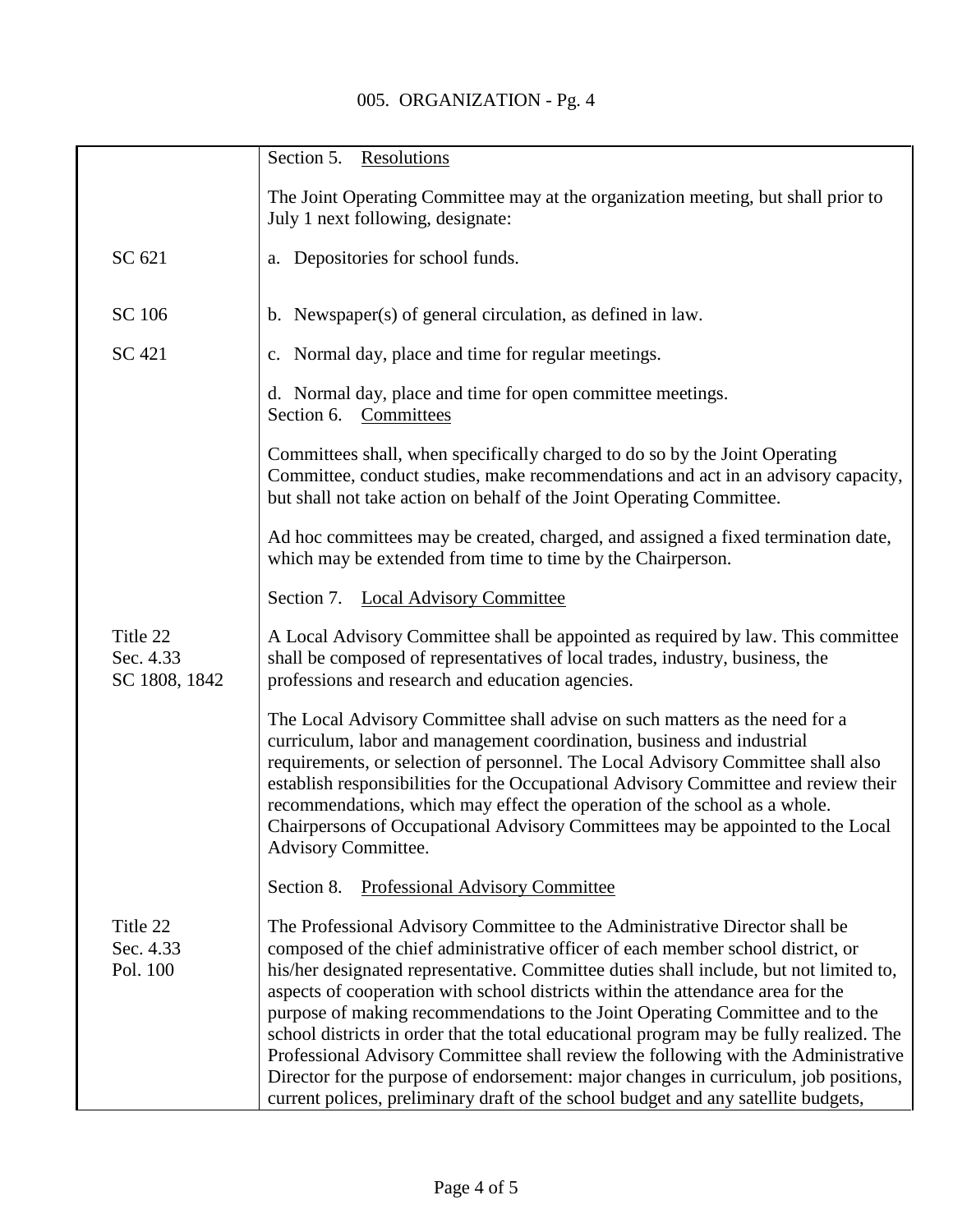| | |
|---|---|
| | Section 5. Resolutions |
| | The Joint Operating Committee may at the organization meeting, but shall prior to July 1 next following, designate: |
| SC 621 | a. Depositories for school funds. |
| SC 106 | b. Newspaper(s) of general circulation, as defined in law. |
| SC 421 | c. Normal day, place and time for regular meetings. |
| | d. Normal day, place and time for open committee meetings. |
| | Section 6. Committees |
| | Committees shall, when specifically charged to do so by the Joint Operating Committee, conduct studies, make recommendations and act in an advisory capacity, but shall not take action on behalf of the Joint Operating Committee. |
| | Ad hoc committees may be created, charged, and assigned a fixed termination date, which may be extended from time to time by the Chairperson. |
| | Section 7. Local Advisory Committee |
| Title 22<br>Sec. 4.33<br>SC 1808, 1842 | A Local Advisory Committee shall be appointed as required by law. This committee shall be composed of representatives of local trades, industry, business, the professions and research and education agencies. |
| | The Local Advisory Committee shall advise on such matters as the need for a curriculum, labor and management coordination, business and industrial requirements, or selection of personnel. The Local Advisory Committee shall also establish responsibilities for the Occupational Advisory Committee and review their recommendations, which may effect the operation of the school as a whole. Chairpersons of Occupational Advisory Committees may be appointed to the Local Advisory Committee. |
| | Section 8. Professional Advisory Committee |
| Title 22<br>Sec. 4.33<br>Pol. 100 | The Professional Advisory Committee to the Administrative Director shall be composed of the chief administrative officer of each member school district, or his/her designated representative. Committee duties shall include, but not limited to, aspects of cooperation with school districts within the attendance area for the purpose of making recommendations to the Joint Operating Committee and to the school districts in order that the total educational program may be fully realized. The Professional Advisory Committee shall review the following with the Administrative Director for the purpose of endorsement: major changes in curriculum, job positions, current polices, preliminary draft of the school budget and any satellite budgets, |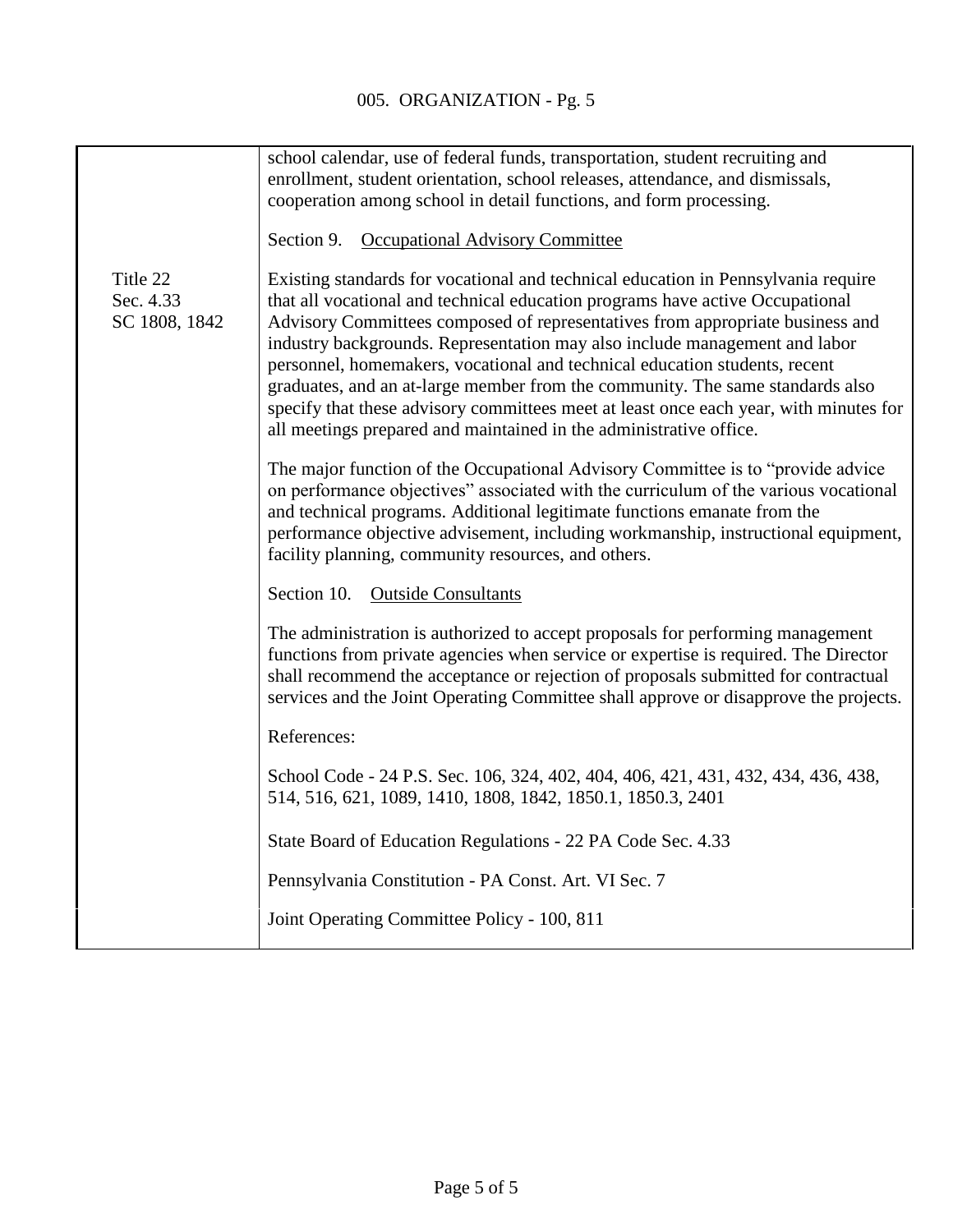school calendar, use of federal funds, transportation, student recruiting and enrollment, student orientation, school releases, attendance, and dismissals, cooperation among school in detail functions, and form processing.

Section 9. Occupational Advisory Committee

Title 22
Sec. 4.33
SC 1808, 1842

Existing standards for vocational and technical education in Pennsylvania require that all vocational and technical education programs have active Occupational Advisory Committees composed of representatives from appropriate business and industry backgrounds. Representation may also include management and labor personnel, homemakers, vocational and technical education students, recent graduates, and an at-large member from the community. The same standards also specify that these advisory committees meet at least once each year, with minutes for all meetings prepared and maintained in the administrative office.

The major function of the Occupational Advisory Committee is to "provide advice on performance objectives" associated with the curriculum of the various vocational and technical programs. Additional legitimate functions emanate from the performance objective advisement, including workmanship, instructional equipment, facility planning, community resources, and others.

Section 10. Outside Consultants

The administration is authorized to accept proposals for performing management functions from private agencies when service or expertise is required. The Director shall recommend the acceptance or rejection of proposals submitted for contractual services and the Joint Operating Committee shall approve or disapprove the projects.

References:

School Code - 24 P.S. Sec. 106, 324, 402, 404, 406, 421, 431, 432, 434, 436, 438, 514, 516, 621, 1089, 1410, 1808, 1842, 1850.1, 1850.3, 2401

State Board of Education Regulations - 22 PA Code Sec. 4.33

Pennsylvania Constitution - PA Const. Art. VI Sec. 7

Joint Operating Committee Policy - 100, 811